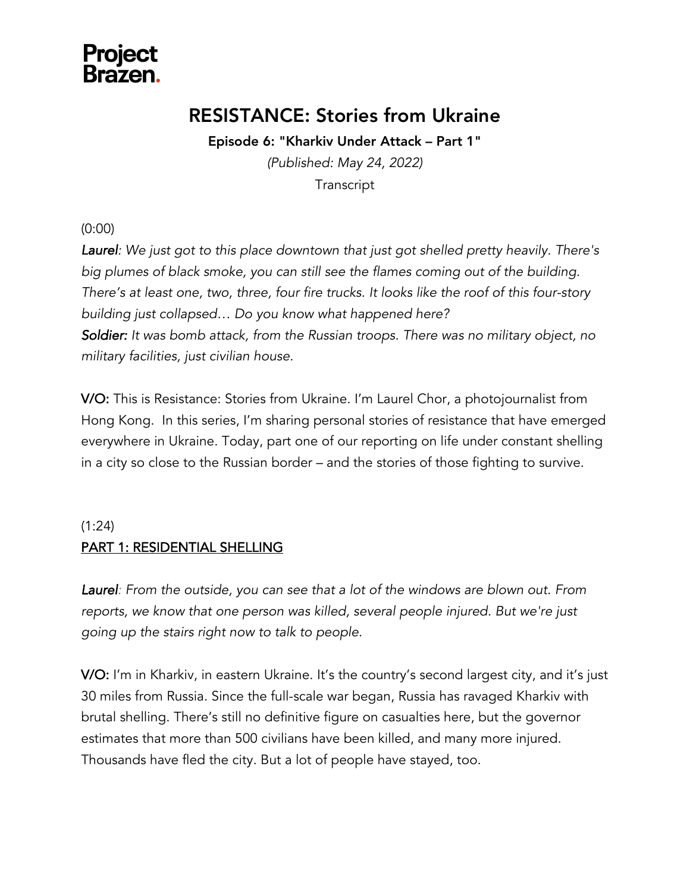Project Brazen.

# RESIDANCE_PLACEHOLDER

Project Brazen.

# RESISTANCE: Stories from Ukraine

**Episode 6: "Kharkiv Under Attack – Part 1"**

*(Published: May 24, 2022)*

Transcript

(0:00)

***Laurel****: We just got to this place downtown that just got shelled pretty heavily. There's big plumes of black smoke, you can still see the flames coming out of the building. There's at least one, two, three, four fire trucks. It looks like the roof of this four-story building just collapsed… Do you know what happened here?*
***Soldier:*** *It was bomb attack, from the Russian troops. There was no military object, no military facilities, just civilian house.*

**V/O:** This is Resistance: Stories from Ukraine. I'm Laurel Chor, a photojournalist from Hong Kong. In this series, I'm sharing personal stories of resistance that have emerged everywhere in Ukraine. Today, part one of our reporting on life under constant shelling in a city so close to the Russian border – and the stories of those fighting to survive.

(1:24)

## PART 1: RESIDENTIAL SHELLING

***Laurel****: From the outside, you can see that a lot of the windows are blown out. From reports, we know that one person was killed, several people injured. But we're just going up the stairs right now to talk to people.*

**V/O:** I'm in Kharkiv, in eastern Ukraine. It's the country's second largest city, and it's just 30 miles from Russia. Since the full-scale war began, Russia has ravaged Kharkiv with brutal shelling. There's still no definitive figure on casualties here, but the governor estimates that more than 500 civilians have been killed, and many more injured. Thousands have fled the city. But a lot of people have stayed, too.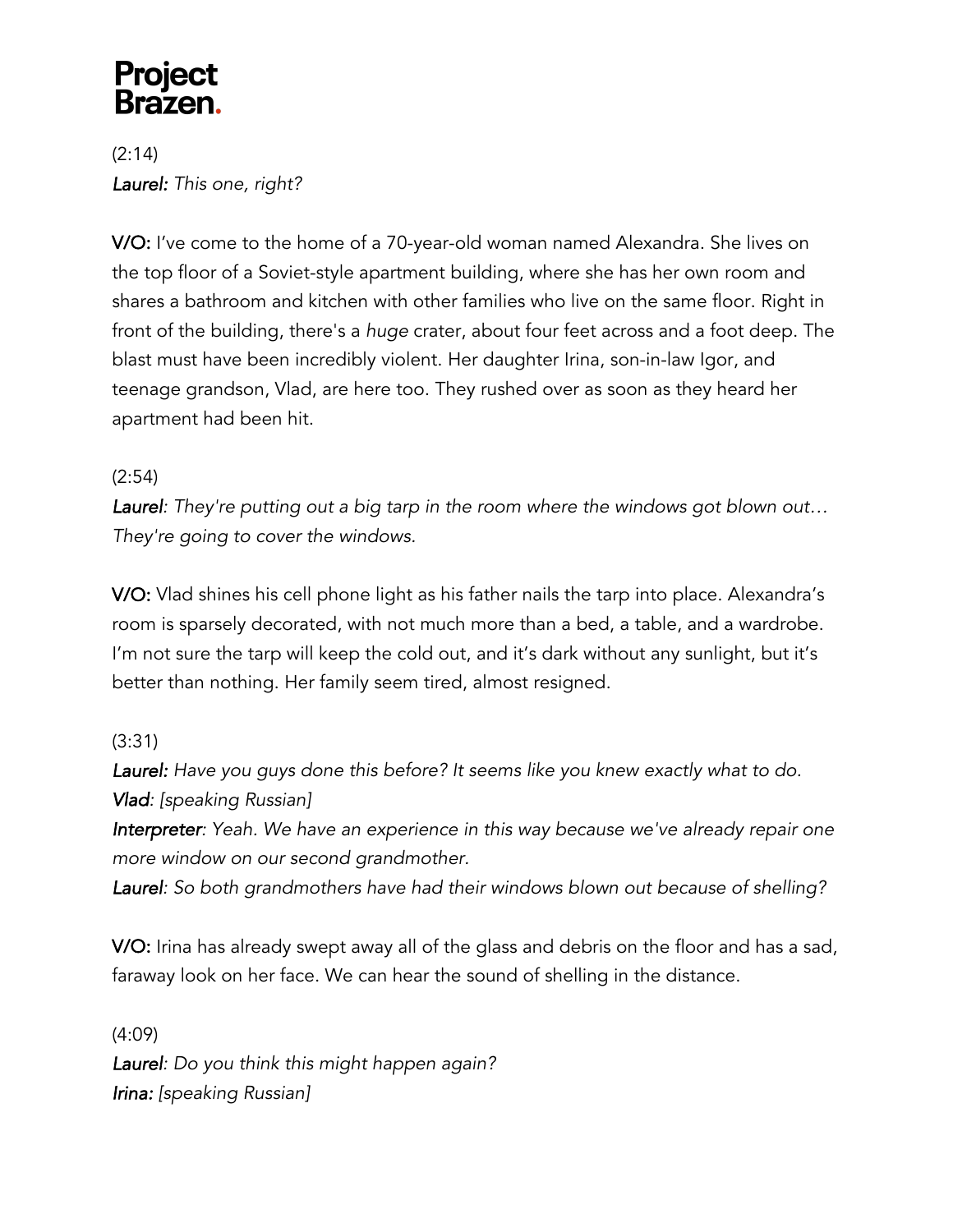(2:14)
***Laurel:*** *This one, right?*

**V/O:** I've come to the home of a 70-year-old woman named Alexandra. She lives on the top floor of a Soviet-style apartment building, where she has her own room and shares a bathroom and kitchen with other families who live on the same floor. Right in front of the building, there's a *huge* crater, about four feet across and a foot deep. The blast must have been incredibly violent. Her daughter Irina, son-in-law Igor, and teenage grandson, Vlad, are here too. They rushed over as soon as they heard her apartment had been hit.

(2:54)
***Laurel****: They're putting out a big tarp in the room where the windows got blown out… They're going to cover the windows.*

**V/O:** Vlad shines his cell phone light as his father nails the tarp into place. Alexandra's room is sparsely decorated, with not much more than a bed, a table, and a wardrobe. I'm not sure the tarp will keep the cold out, and it's dark without any sunlight, but it's better than nothing. Her family seem tired, almost resigned.

(3:31)
***Laurel:*** *Have you guys done this before? It seems like you knew exactly what to do.*
***Vlad****: [speaking Russian]*
***Interpreter****: Yeah. We have an experience in this way because we've already repair one more window on our second grandmother.*
***Laurel****: So both grandmothers have had their windows blown out because of shelling?*

**V/O:** Irina has already swept away all of the glass and debris on the floor and has a sad, faraway look on her face. We can hear the sound of shelling in the distance.

(4:09)
***Laurel****: Do you think this might happen again?*
***Irina:*** *[speaking Russian]*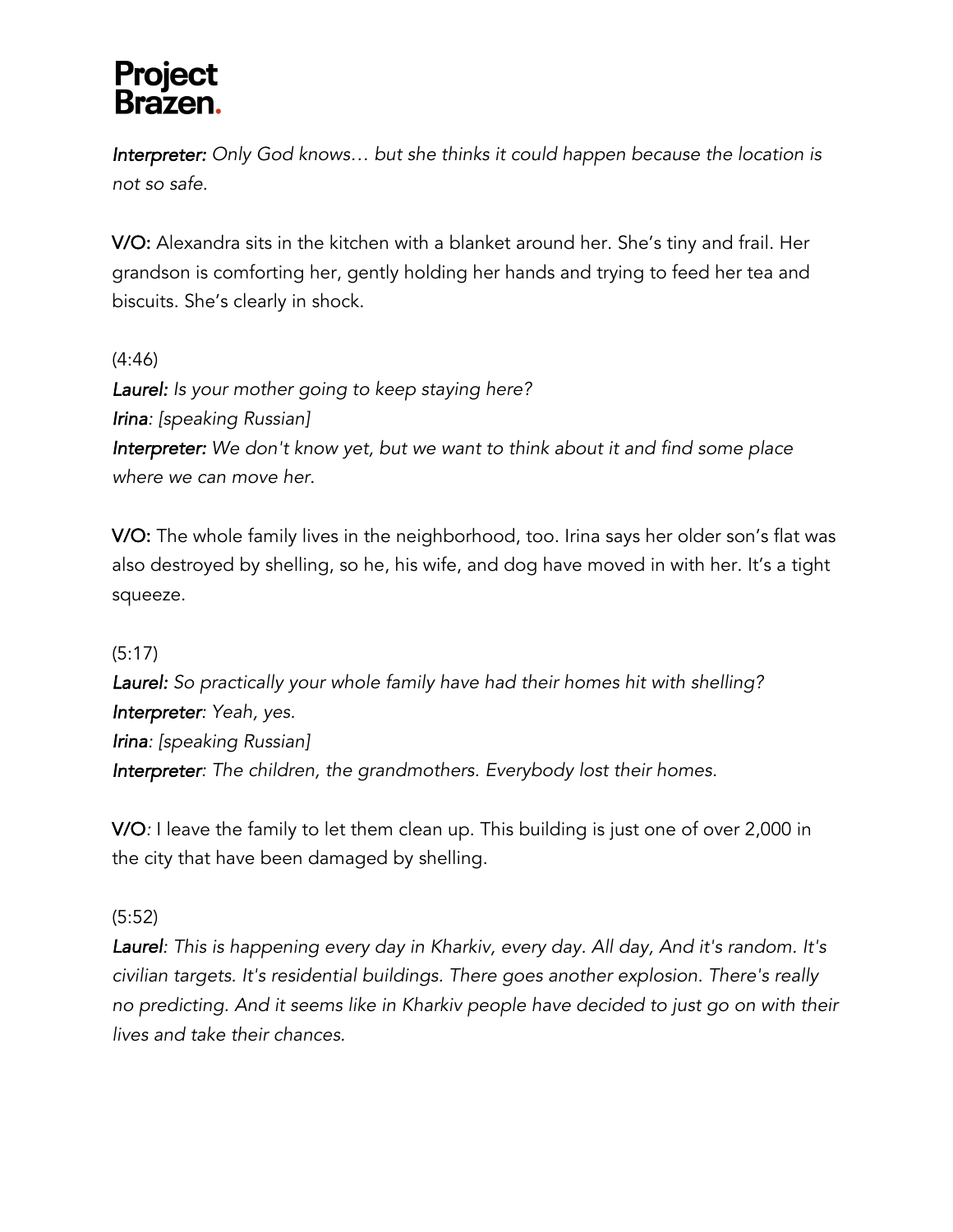*Interpreter:* *Only God knows… but she thinks it could happen because the location is not so safe.*

**V/O:** Alexandra sits in the kitchen with a blanket around her. She's tiny and frail. Her grandson is comforting her, gently holding her hands and trying to feed her tea and biscuits. She's clearly in shock.

(4:46)
*Laurel:* *Is your mother going to keep staying here?*
*Irina: [speaking Russian]*
*Interpreter:* *We don't know yet, but we want to think about it and find some place where we can move her.*

**V/O:** The whole family lives in the neighborhood, too. Irina says her older son's flat was also destroyed by shelling, so he, his wife, and dog have moved in with her. It's a tight squeeze.

(5:17)
*Laurel:* *So practically your whole family have had their homes hit with shelling?*
*Interpreter: Yeah, yes.*
*Irina: [speaking Russian]*
*Interpreter: The children, the grandmothers. Everybody lost their homes.*

**V/O***:* I leave the family to let them clean up. This building is just one of over 2,000 in the city that have been damaged by shelling.

(5:52)
*Laurel: This is happening every day in Kharkiv, every day. All day, And it's random. It's civilian targets. It's residential buildings. There goes another explosion. There's really no predicting. And it seems like in Kharkiv people have decided to just go on with their lives and take their chances.*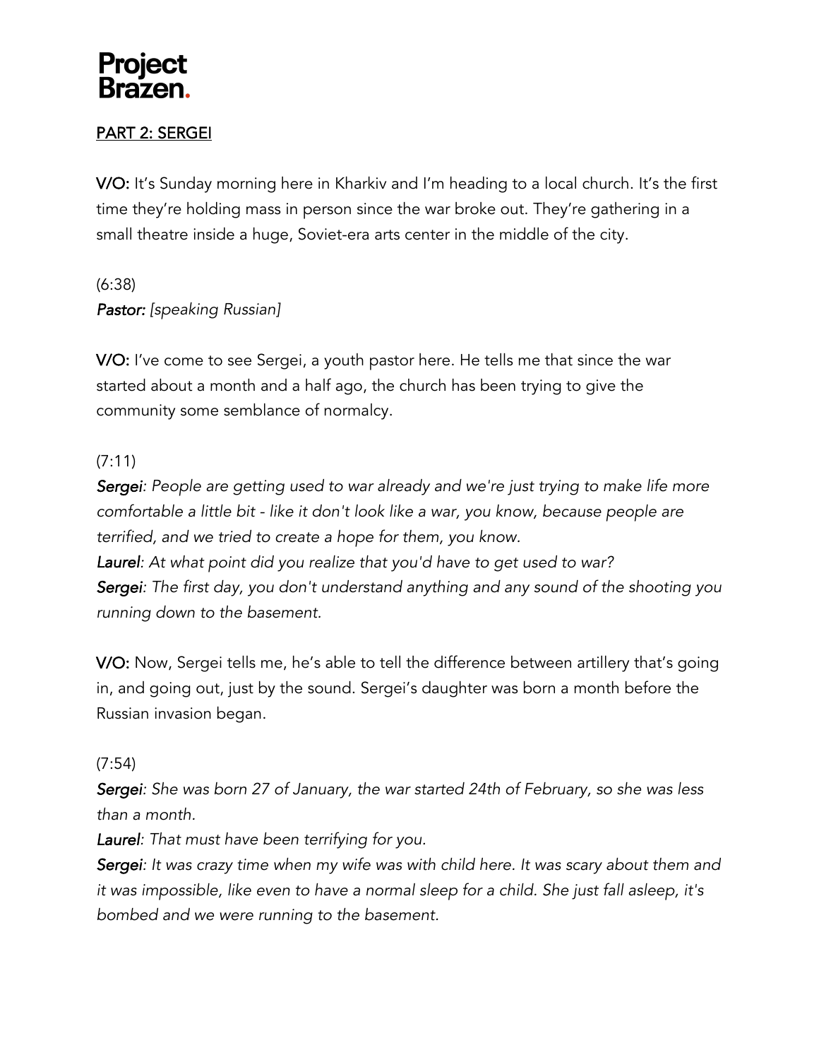## PART 2: SERGEI

**V/O:** It's Sunday morning here in Kharkiv and I'm heading to a local church. It's the first time they're holding mass in person since the war broke out. They're gathering in a small theatre inside a huge, Soviet-era arts center in the middle of the city.

(6:38)
***Pastor:*** *[speaking Russian]*

**V/O:** I've come to see Sergei, a youth pastor here. He tells me that since the war started about a month and a half ago, the church has been trying to give the community some semblance of normalcy.

(7:11)
***Sergei****: People are getting used to war already and we're just trying to make life more comfortable a little bit - like it don't look like a war, you know, because people are terrified, and we tried to create a hope for them, you know.*
***Laurel****: At what point did you realize that you'd have to get used to war?*
***Sergei****: The first day, you don't understand anything and any sound of the shooting you running down to the basement.*

**V/O:** Now, Sergei tells me, he's able to tell the difference between artillery that's going in, and going out, just by the sound. Sergei's daughter was born a month before the Russian invasion began.

(7:54)
***Sergei****: She was born 27 of January, the war started 24th of February, so she was less than a month.*
***Laurel****: That must have been terrifying for you.*
***Sergei****: It was crazy time when my wife was with child here. It was scary about them and it was impossible, like even to have a normal sleep for a child. She just fall asleep, it's bombed and we were running to the basement.*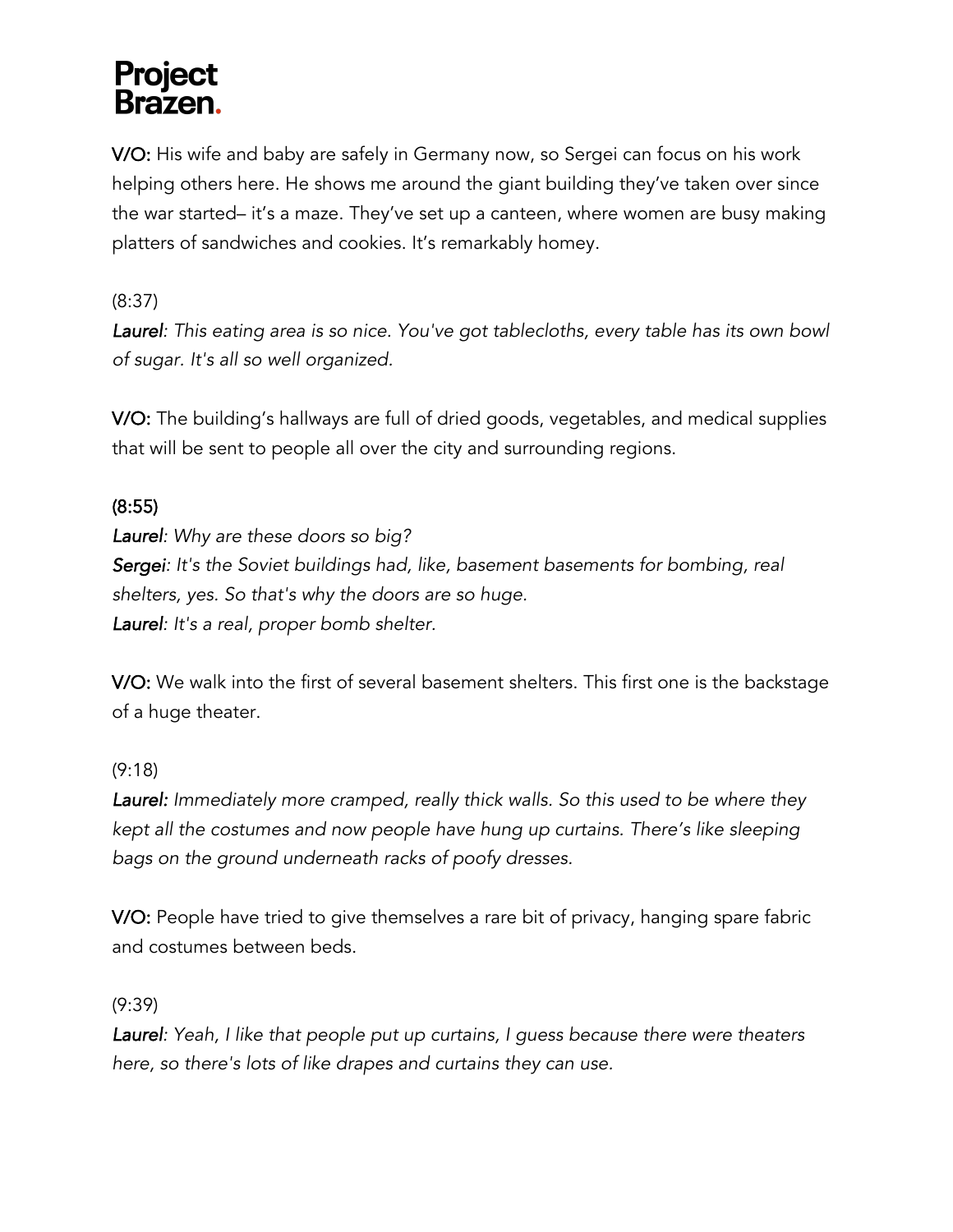**V/O:** His wife and baby are safely in Germany now, so Sergei can focus on his work helping others here. He shows me around the giant building they've taken over since the war started– it's a maze. They've set up a canteen, where women are busy making platters of sandwiches and cookies. It's remarkably homey.

(8:37)

***Laurel***: *This eating area is so nice. You've got tablecloths, every table has its own bowl of sugar. It's all so well organized.*

**V/O:** The building's hallways are full of dried goods, vegetables, and medical supplies that will be sent to people all over the city and surrounding regions.

**(8:55)**

***Laurel***: *Why are these doors so big?*
***Sergei***: *It's the Soviet buildings had, like, basement basements for bombing, real shelters, yes. So that's why the doors are so huge.*
***Laurel***: *It's a real, proper bomb shelter.*

**V/O:** We walk into the first of several basement shelters. This first one is the backstage of a huge theater.

(9:18)

***Laurel:*** *Immediately more cramped, really thick walls. So this used to be where they kept all the costumes and now people have hung up curtains. There's like sleeping bags on the ground underneath racks of poofy dresses.*

**V/O:** People have tried to give themselves a rare bit of privacy, hanging spare fabric and costumes between beds.

(9:39)

***Laurel***: *Yeah, I like that people put up curtains, I guess because there were theaters here, so there's lots of like drapes and curtains they can use.*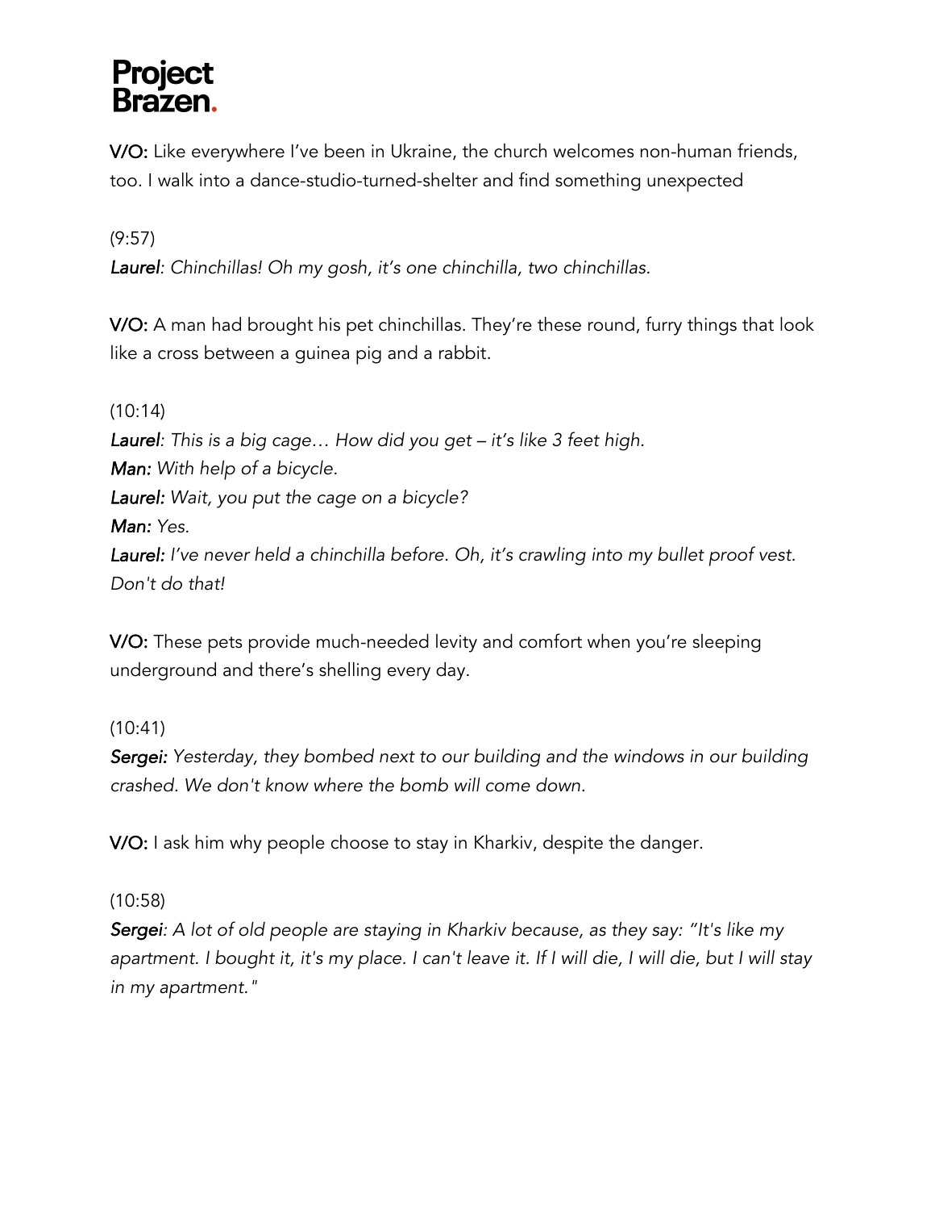**V/O:** Like everywhere I've been in Ukraine, the church welcomes non-human friends, too. I walk into a dance-studio-turned-shelter and find something unexpected

(9:57)

***Laurel****: Chinchillas! Oh my gosh, it's one chinchilla, two chinchillas.*

**V/O:** A man had brought his pet chinchillas. They're these round, furry things that look like a cross between a guinea pig and a rabbit.

(10:14)

***Laurel****: This is a big cage… How did you get – it's like 3 feet high.*
***Man:*** *With help of a bicycle.*
***Laurel:*** *Wait, you put the cage on a bicycle?*
***Man:*** *Yes.*
***Laurel:*** *I've never held a chinchilla before. Oh, it's crawling into my bullet proof vest. Don't do that!*

**V/O:** These pets provide much-needed levity and comfort when you're sleeping underground and there's shelling every day.

(10:41)

***Sergei:*** *Yesterday, they bombed next to our building and the windows in our building crashed. We don't know where the bomb will come down.*

**V/O:** I ask him why people choose to stay in Kharkiv, despite the danger.

(10:58)

***Sergei****: A lot of old people are staying in Kharkiv because, as they say: "It's like my apartment. I bought it, it's my place. I can't leave it. If I will die, I will die, but I will stay in my apartment."*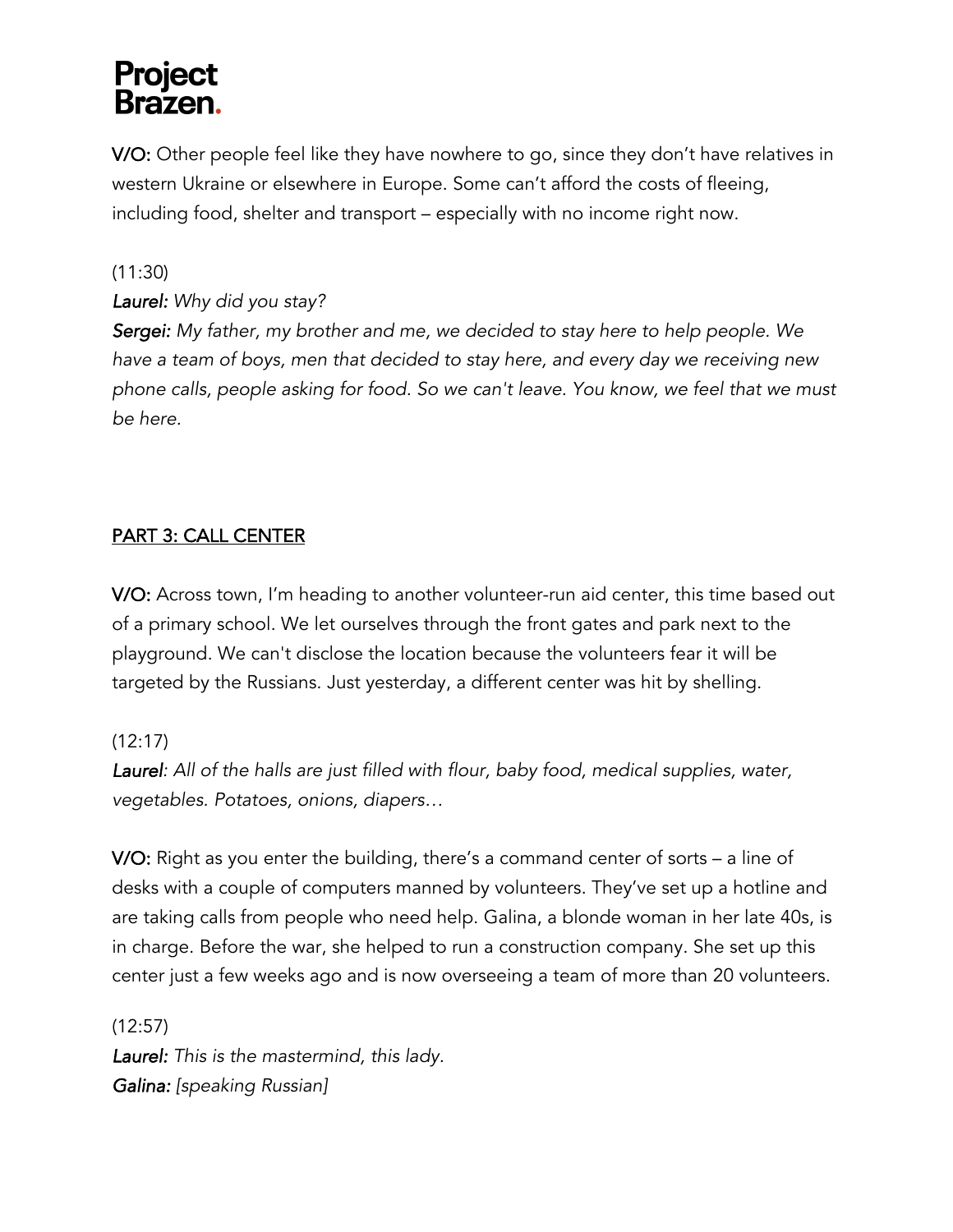**V/O:** Other people feel like they have nowhere to go, since they don't have relatives in western Ukraine or elsewhere in Europe. Some can't afford the costs of fleeing, including food, shelter and transport – especially with no income right now.

(11:30)

***Laurel:*** *Why did you stay?*

***Sergei:*** *My father, my brother and me, we decided to stay here to help people. We have a team of boys, men that decided to stay here, and every day we receiving new phone calls, people asking for food. So we can't leave. You know, we feel that we must be here.*

## PART 3: CALL CENTER

**V/O:** Across town, I'm heading to another volunteer-run aid center, this time based out of a primary school. We let ourselves through the front gates and park next to the playground. We can't disclose the location because the volunteers fear it will be targeted by the Russians. Just yesterday, a different center was hit by shelling.

(12:17)

***Laurel****: All of the halls are just filled with flour, baby food, medical supplies, water, vegetables. Potatoes, onions, diapers…*

**V/O:** Right as you enter the building, there's a command center of sorts – a line of desks with a couple of computers manned by volunteers. They've set up a hotline and are taking calls from people who need help. Galina, a blonde woman in her late 40s, is in charge. Before the war, she helped to run a construction company. She set up this center just a few weeks ago and is now overseeing a team of more than 20 volunteers.

(12:57)

***Laurel:*** *This is the mastermind, this lady.*

***Galina:*** *[speaking Russian]*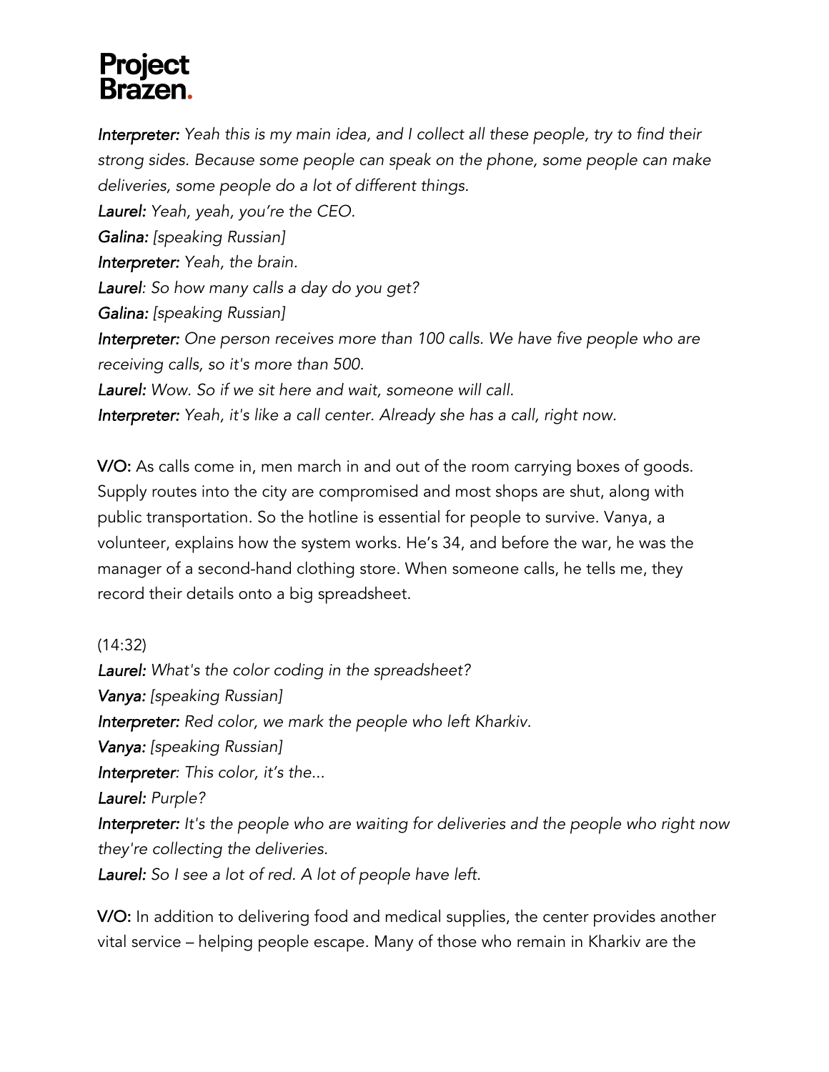***Interpreter:*** *Yeah this is my main idea, and I collect all these people, try to find their strong sides. Because some people can speak on the phone, some people can make deliveries, some people do a lot of different things.*
***Laurel:*** *Yeah, yeah, you're the CEO.*
***Galina:*** *[speaking Russian]*
***Interpreter:*** *Yeah, the brain.*
***Laurel****: So how many calls a day do you get?*
***Galina:*** *[speaking Russian]*
***Interpreter:*** *One person receives more than 100 calls. We have five people who are receiving calls, so it's more than 500.*
***Laurel:*** *Wow. So if we sit here and wait, someone will call.*
***Interpreter:*** *Yeah, it's like a call center. Already she has a call, right now.*

**V/O:** As calls come in, men march in and out of the room carrying boxes of goods. Supply routes into the city are compromised and most shops are shut, along with public transportation. So the hotline is essential for people to survive. Vanya, a volunteer, explains how the system works. He's 34, and before the war, he was the manager of a second-hand clothing store. When someone calls, he tells me, they record their details onto a big spreadsheet.

(14:32)
***Laurel:*** *What's the color coding in the spreadsheet?*
***Vanya:*** *[speaking Russian]*
***Interpreter:*** *Red color, we mark the people who left Kharkiv.*
***Vanya:*** *[speaking Russian]*
***Interpreter****: This color, it's the...*
***Laurel:*** *Purple?*
***Interpreter:*** *It's the people who are waiting for deliveries and the people who right now they're collecting the deliveries.*
***Laurel:*** *So I see a lot of red. A lot of people have left.*

**V/O:** In addition to delivering food and medical supplies, the center provides another vital service – helping people escape. Many of those who remain in Kharkiv are the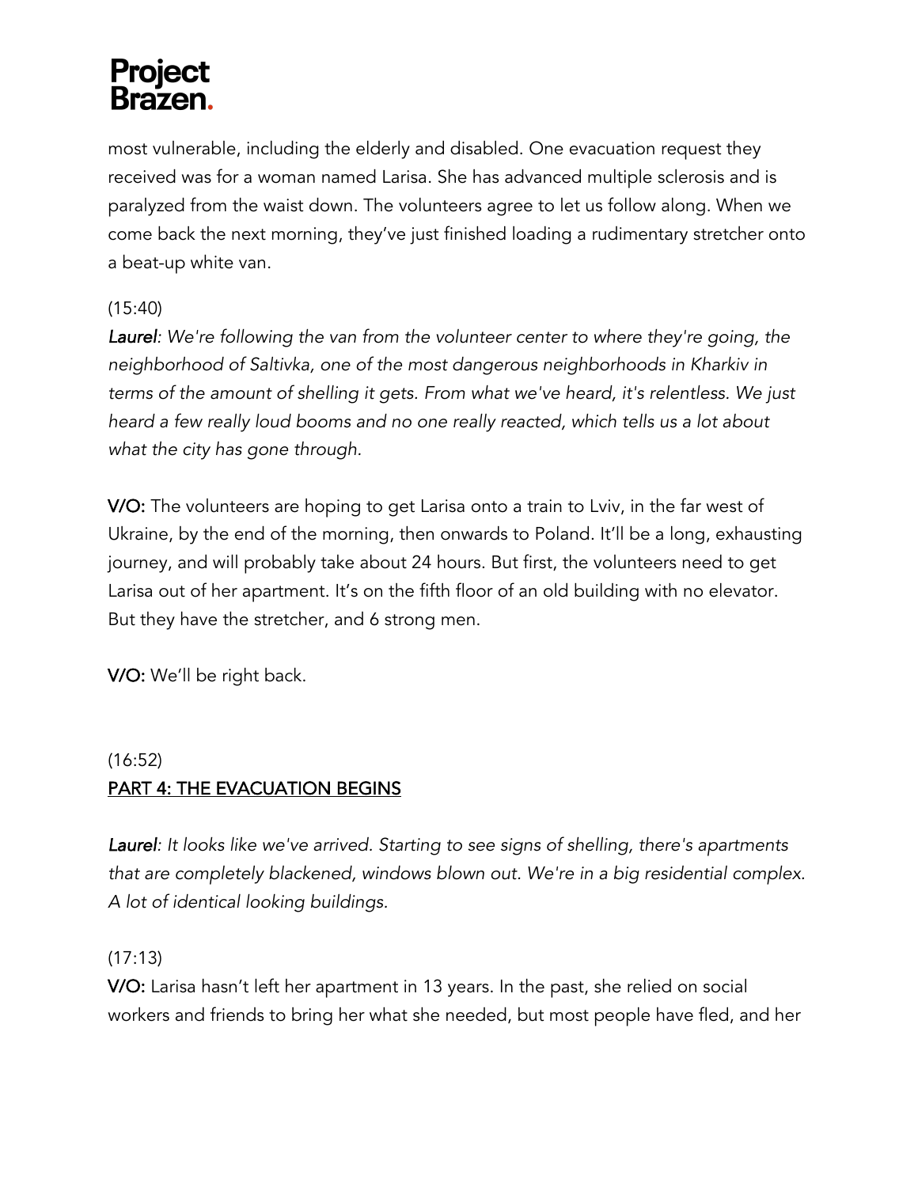most vulnerable, including the elderly and disabled. One evacuation request they received was for a woman named Larisa. She has advanced multiple sclerosis and is paralyzed from the waist down. The volunteers agree to let us follow along. When we come back the next morning, they've just finished loading a rudimentary stretcher onto a beat-up white van.

(15:40)

***Laurel****: We're following the van from the volunteer center to where they're going, the neighborhood of Saltivka, one of the most dangerous neighborhoods in Kharkiv in terms of the amount of shelling it gets. From what we've heard, it's relentless. We just heard a few really loud booms and no one really reacted, which tells us a lot about what the city has gone through.*

**V/O:** The volunteers are hoping to get Larisa onto a train to Lviv, in the far west of Ukraine, by the end of the morning, then onwards to Poland. It'll be a long, exhausting journey, and will probably take about 24 hours. But first, the volunteers need to get Larisa out of her apartment. It's on the fifth floor of an old building with no elevator. But they have the stretcher, and 6 strong men.

**V/O:** We'll be right back.

(16:52)

## PART 4: THE EVACUATION BEGINS

***Laurel****: It looks like we've arrived. Starting to see signs of shelling, there's apartments that are completely blackened, windows blown out. We're in a big residential complex. A lot of identical looking buildings.*

(17:13)

**V/O:** Larisa hasn't left her apartment in 13 years. In the past, she relied on social workers and friends to bring her what she needed, but most people have fled, and her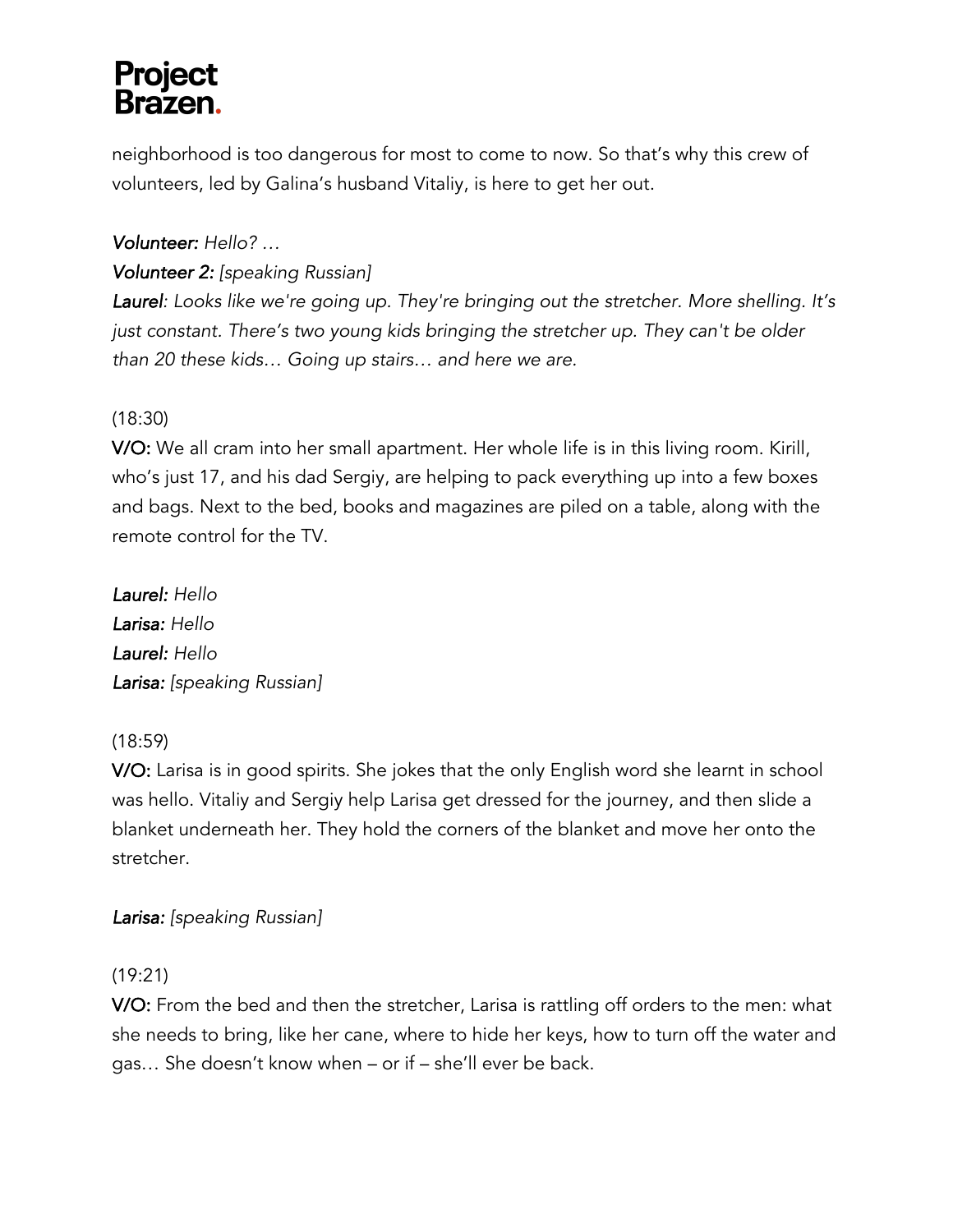neighborhood is too dangerous for most to come to now. So that's why this crew of volunteers, led by Galina's husband Vitaliy, is here to get her out.

***Volunteer:*** *Hello? …*

***Volunteer 2:*** *[speaking Russian]*

***Laurel****: Looks like we're going up. They're bringing out the stretcher. More shelling. It's just constant. There's two young kids bringing the stretcher up. They can't be older than 20 these kids… Going up stairs… and here we are.*

(18:30)

**V/O:** We all cram into her small apartment. Her whole life is in this living room. Kirill, who's just 17, and his dad Sergiy, are helping to pack everything up into a few boxes and bags. Next to the bed, books and magazines are piled on a table, along with the remote control for the TV.

***Laurel:*** *Hello*

***Larisa:*** *Hello*

***Laurel:*** *Hello*

***Larisa:*** *[speaking Russian]*

(18:59)

**V/O:** Larisa is in good spirits. She jokes that the only English word she learnt in school was hello. Vitaliy and Sergiy help Larisa get dressed for the journey, and then slide a blanket underneath her. They hold the corners of the blanket and move her onto the stretcher.

***Larisa:*** *[speaking Russian]*

(19:21)

**V/O:** From the bed and then the stretcher, Larisa is rattling off orders to the men: what she needs to bring, like her cane, where to hide her keys, how to turn off the water and gas… She doesn't know when – or if – she'll ever be back.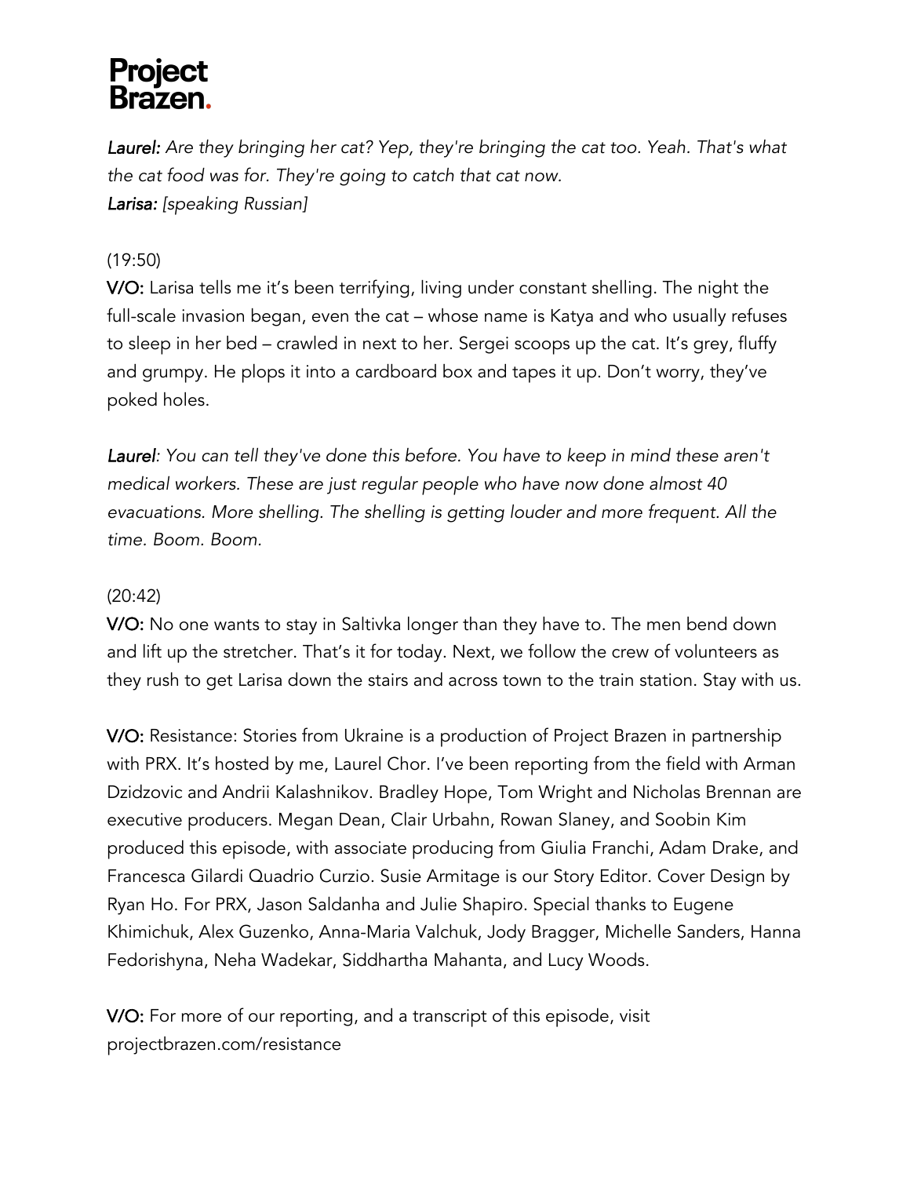***Laurel:*** *Are they bringing her cat? Yep, they're bringing the cat too. Yeah. That's what the cat food was for. They're going to catch that cat now.*
***Larisa:*** *[speaking Russian]*

(19:50)
**V/O:** Larisa tells me it's been terrifying, living under constant shelling. The night the full-scale invasion began, even the cat – whose name is Katya and who usually refuses to sleep in her bed – crawled in next to her. Sergei scoops up the cat. It's grey, fluffy and grumpy. He plops it into a cardboard box and tapes it up. Don't worry, they've poked holes.

***Laurel****: You can tell they've done this before. You have to keep in mind these aren't medical workers. These are just regular people who have now done almost 40 evacuations. More shelling. The shelling is getting louder and more frequent. All the time. Boom. Boom.*

(20:42)
**V/O:** No one wants to stay in Saltivka longer than they have to. The men bend down and lift up the stretcher. That's it for today. Next, we follow the crew of volunteers as they rush to get Larisa down the stairs and across town to the train station. Stay with us.

**V/O:** Resistance: Stories from Ukraine is a production of Project Brazen in partnership with PRX. It's hosted by me, Laurel Chor. I've been reporting from the field with Arman Dzidzovic and Andrii Kalashnikov. Bradley Hope, Tom Wright and Nicholas Brennan are executive producers. Megan Dean, Clair Urbahn, Rowan Slaney, and Soobin Kim produced this episode, with associate producing from Giulia Franchi, Adam Drake, and Francesca Gilardi Quadrio Curzio. Susie Armitage is our Story Editor. Cover Design by Ryan Ho. For PRX, Jason Saldanha and Julie Shapiro. Special thanks to Eugene Khimichuk, Alex Guzenko, Anna-Maria Valchuk, Jody Bragger, Michelle Sanders, Hanna Fedorishyna, Neha Wadekar, Siddhartha Mahanta, and Lucy Woods.

**V/O:** For more of our reporting, and a transcript of this episode, visit projectbrazen.com/resistance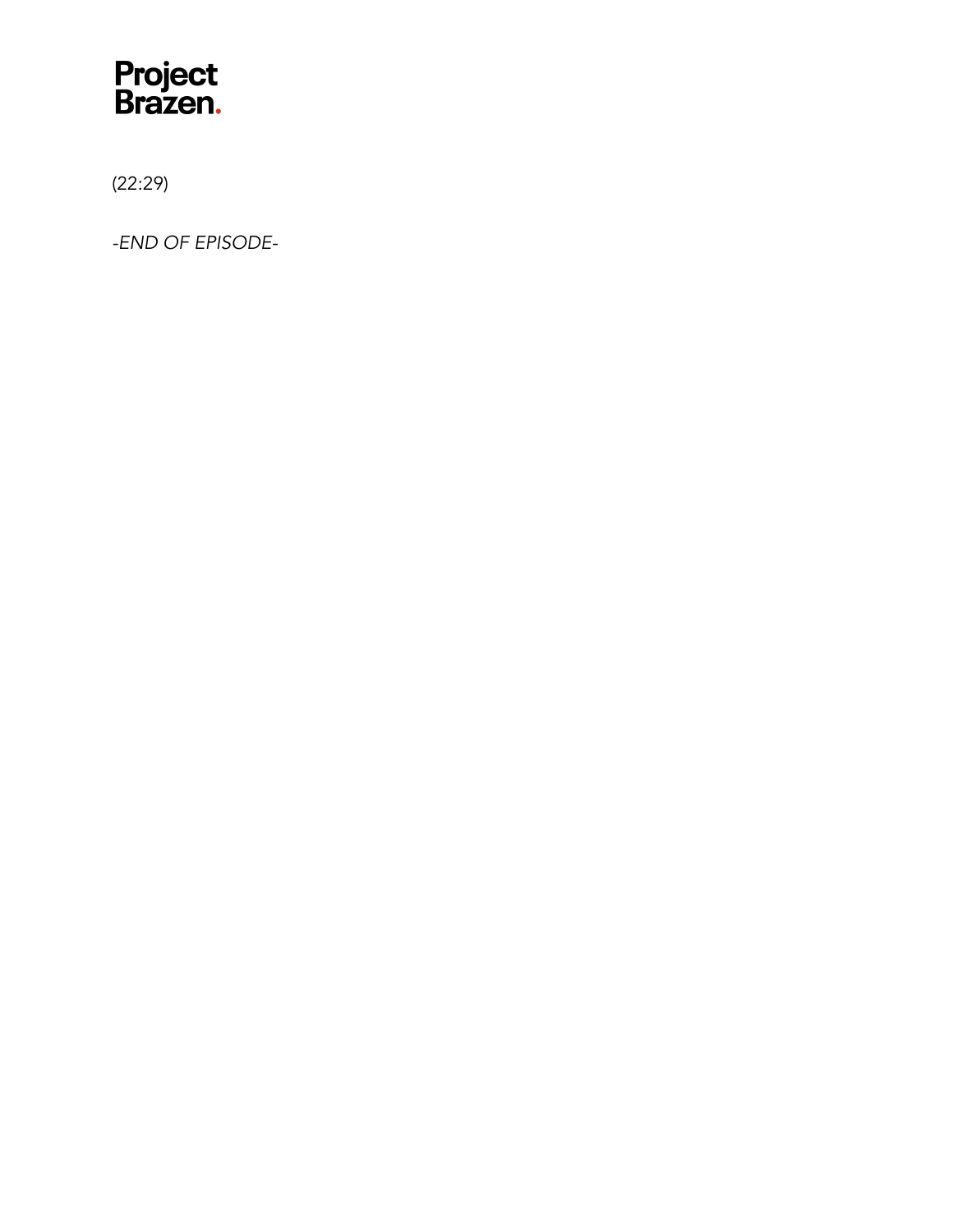(22:29)

*-END OF EPISODE-*